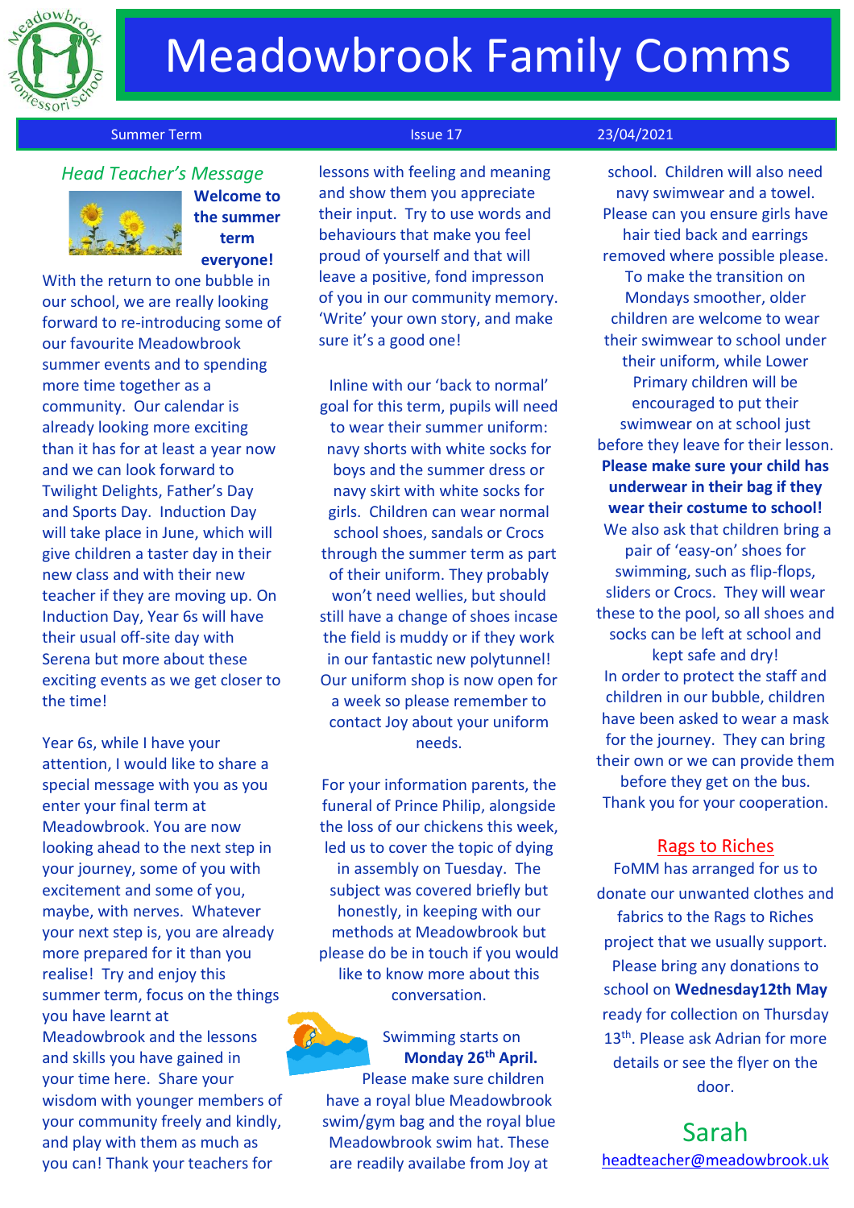# Meadowbrook Family Comms

Summer Term | Issue 17 | 23/04/2021

## *Head Teacher's Message*

**Welcome to the summer term everyone!**

With the return to one bubble in our school, we are really looking forward to re-introducing some of our favourite Meadowbrook summer events and to spending more time together as a community. Our calendar is already looking more exciting than it has for at least a year now and we can look forward to Twilight Delights, Father's Day and Sports Day. Induction Day will take place in June, which will give children a taster day in their new class and with their new teacher if they are moving up. On Induction Day, Year 6s will have their usual off-site day with Serena but more about these exciting events as we get closer to the time!

Year 6s, while I have your attention, I would like to share a special message with you as you enter your final term at Meadowbrook. You are now looking ahead to the next step in your journey, some of you with excitement and some of you, maybe, with nerves. Whatever your next step is, you are already more prepared for it than you realise! Try and enjoy this summer term, focus on the things you have learnt at Meadowbrook and the lessons and skills you have gained in your time here. Share your wisdom with younger members of your community freely and kindly, and play with them as much as you can! Thank your teachers for lessons with feeling and meaning and show them you appreciate their input. Try to use words and behaviours that make you feel proud of yourself and that will leave a positive, fond impression of you in our community memory. 'Write' your own story, and make sure it's a good one!

Inline with our 'back to normal' goal for this term, pupils will need to wear their summer uniform: navy shorts with white socks for boys and the summer dress or navy skirt with white socks for girls. Children can wear normal school shoes, sandals or Crocs through the summer term as part of their uniform. They probably won't need wellies, but should still have a change of shoes incase the field is muddy or if they work in our fantastic new polytunnel! Our uniform shop is now open for a week so please remember to contact Joy about your uniform needs.

For your information parents, the funeral of Prince Philip, alongside the loss of our chickens this week, led us to cover the topic of dying in assembly on Tuesday. The subject was covered briefly but honestly, in keeping with our methods at Meadowbrook but please do be in touch if you would like to know more about this conversation.

Swimming starts on **Monday 26th April.** Please make sure children have a royal blue Meadowbrook swim/gym bag and the royal blue Meadowbrook swim hat. These are readily availabe from Joy at school. Children will also need navy swimwear and a towel. Please can you ensure girls have hair tied back and earrings removed where possible please. To make the transition on Mondays smoother, older children are welcome to wear their swimwear to school under their uniform, while Lower Primary children will be encouraged to put their swimwear on at school just before they leave for their lesson. **Please make sure your child has underwear in their bag if they wear their costume to school!** We also ask that children bring a pair of 'easy-on' shoes for swimming, such as flip-flops, sliders or Crocs. They will wear these to the pool, so all shoes and socks can be left at school and kept safe and dry! In order to protect the staff and children in our bubble, children have been asked to wear a mask for the journey. They can bring their own or we can provide them before they get on the bus. Thank you for your cooperation.

## Rags to Riches

FoMM has arranged for us to donate our unwanted clothes and fabrics to the Rags to Riches project that we usually support. Please bring any donations to school on **Wednesday12th May** ready for collection on Thursday 13th. Please ask Adrian for more details or see the flyer on the door.

Sarah

headteacher@meadowbrook.uk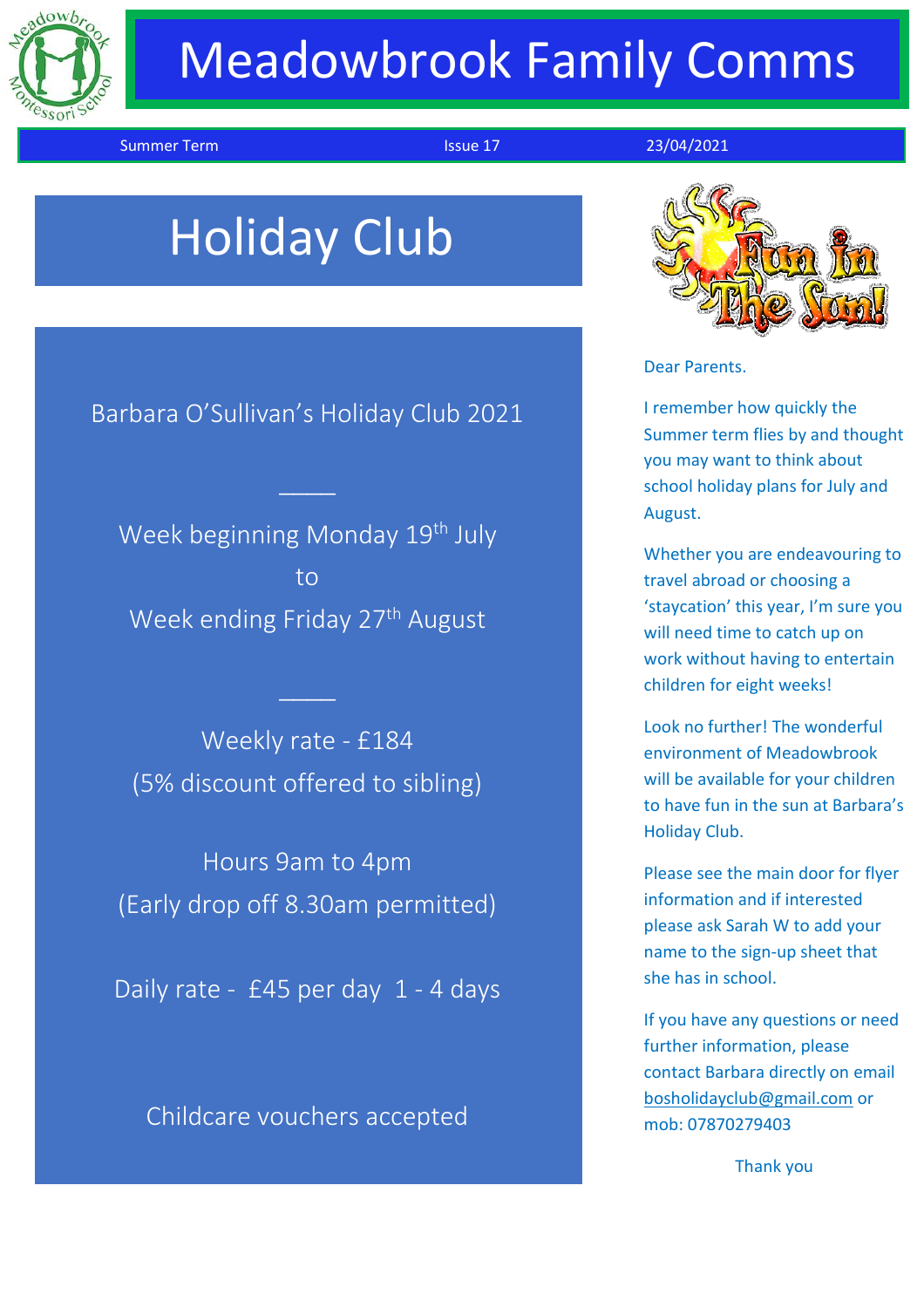# Meadowbrook Family Comms

Summer Term | Issue 17 | 23/04/2021

## Holiday Club

Barbara O'Sullivan's Holiday Club 2021

Week beginning Monday 19th July
to
Week ending Friday 27th August

Weekly rate - £184
(5% discount offered to sibling)

Hours 9am to 4pm
(Early drop off 8.30am permitted)

Daily rate - £45 per day 1 - 4 days

Childcare vouchers accepted

Fun in The Sun!

Dear Parents.

I remember how quickly the Summer term flies by and thought you may want to think about school holiday plans for July and August.

Whether you are endeavouring to travel abroad or choosing a 'staycation' this year, I'm sure you will need time to catch up on work without having to entertain children for eight weeks!

Look no further! The wonderful environment of Meadowbrook will be available for your children to have fun in the sun at Barbara's Holiday Club.

Please see the main door for flyer information and if interested please ask Sarah W to add your name to the sign-up sheet that she has in school.

If you have any questions or need further information, please contact Barbara directly on email bosholidayclub@gmail.com or mob: 07870279403

Thank you